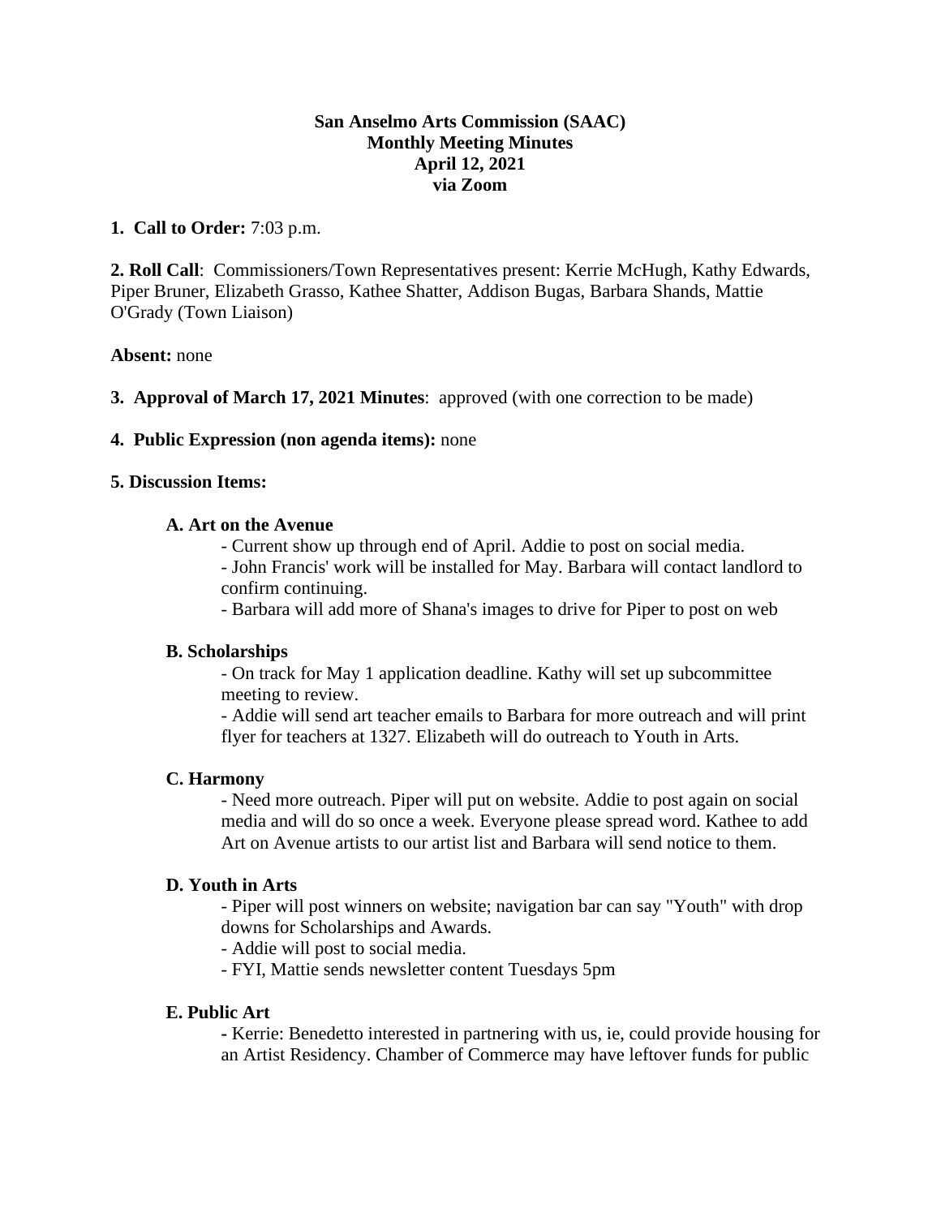**San Anselmo Arts Commission (SAAC)**
**Monthly Meeting Minutes**
**April 12, 2021**
**via Zoom**

**1. Call to Order:** 7:03 p.m.

**2. Roll Call**: Commissioners/Town Representatives present: Kerrie McHugh, Kathy Edwards, Piper Bruner, Elizabeth Grasso, Kathee Shatter, Addison Bugas, Barbara Shands, Mattie O'Grady (Town Liaison)

**Absent:** none

**3. Approval of March 17, 2021 Minutes**: approved (with one correction to be made)

**4. Public Expression (non agenda items):** none

**5. Discussion Items:**

**A. Art on the Avenue**

- Current show up through end of April. Addie to post on social media.
- John Francis' work will be installed for May. Barbara will contact landlord to confirm continuing.
- Barbara will add more of Shana's images to drive for Piper to post on web

**B. Scholarships**

- On track for May 1 application deadline. Kathy will set up subcommittee meeting to review.
- Addie will send art teacher emails to Barbara for more outreach and will print flyer for teachers at 1327. Elizabeth will do outreach to Youth in Arts.

**C. Harmony**

- Need more outreach. Piper will put on website. Addie to post again on social media and will do so once a week. Everyone please spread word. Kathee to add Art on Avenue artists to our artist list and Barbara will send notice to them.

**D. Youth in Arts**

- Piper will post winners on website; navigation bar can say "Youth" with drop downs for Scholarships and Awards.
- Addie will post to social media.
- FYI, Mattie sends newsletter content Tuesdays 5pm

**E. Public Art**

- Kerrie: Benedetto interested in partnering with us, ie, could provide housing for an Artist Residency. Chamber of Commerce may have leftover funds for public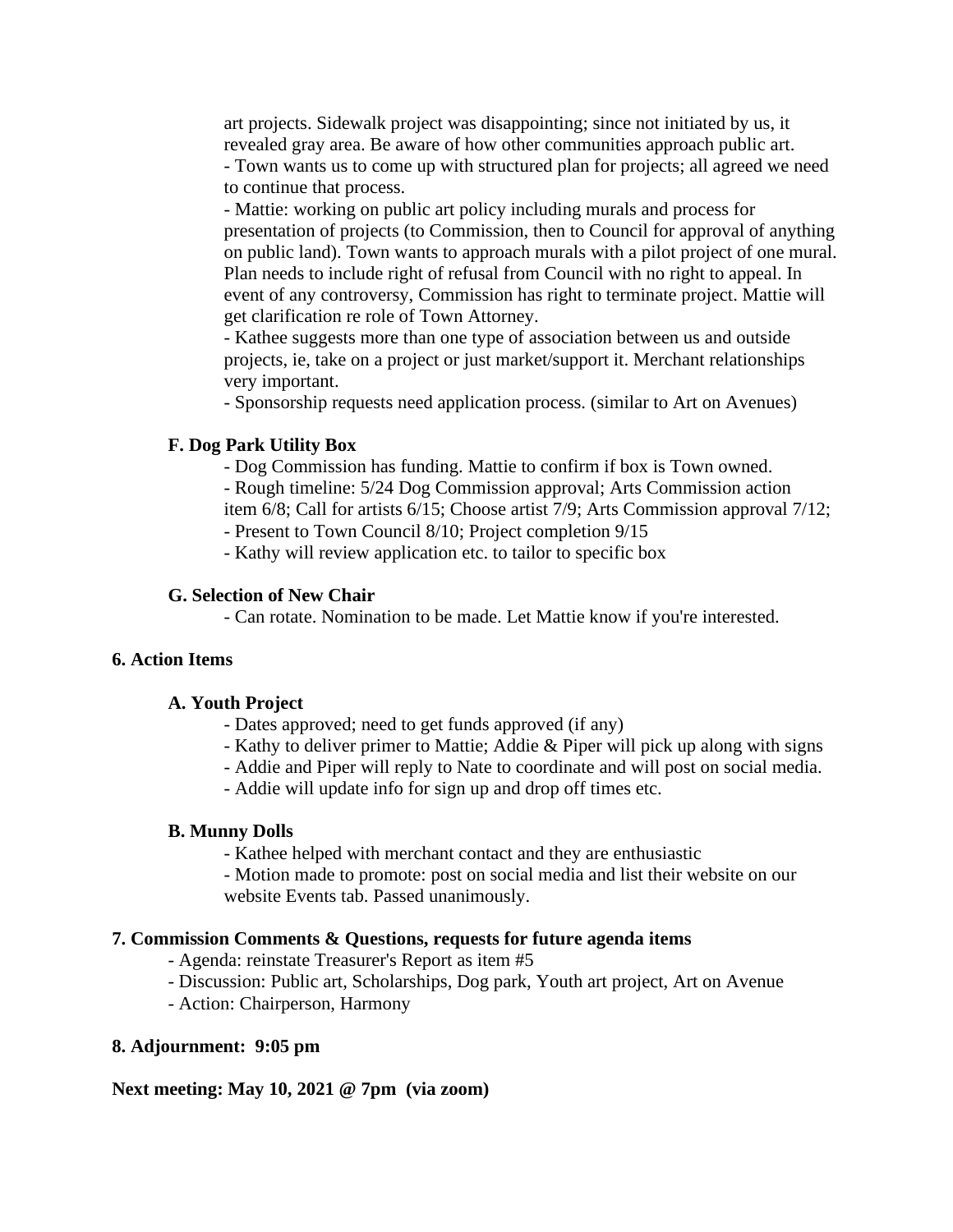art projects. Sidewalk project was disappointing; since not initiated by us, it revealed gray area. Be aware of how other communities approach public art.

- Town wants us to come up with structured plan for projects; all agreed we need to continue that process.
- Mattie: working on public art policy including murals and process for presentation of projects (to Commission, then to Council for approval of anything on public land). Town wants to approach murals with a pilot project of one mural. Plan needs to include right of refusal from Council with no right to appeal. In event of any controversy, Commission has right to terminate project. Mattie will get clarification re role of Town Attorney.
- Kathee suggests more than one type of association between us and outside projects, ie, take on a project or just market/support it. Merchant relationships very important.
- Sponsorship requests need application process. (similar to Art on Avenues)

**F. Dog Park Utility Box**

- Dog Commission has funding. Mattie to confirm if box is Town owned.
- Rough timeline: 5/24 Dog Commission approval; Arts Commission action item 6/8; Call for artists 6/15; Choose artist 7/9; Arts Commission approval 7/12;
- Present to Town Council 8/10; Project completion 9/15
- Kathy will review application etc. to tailor to specific box

**G. Selection of New Chair**

- Can rotate. Nomination to be made. Let Mattie know if you're interested.

**6. Action Items**

**A. Youth Project**

- Dates approved; need to get funds approved (if any)
- Kathy to deliver primer to Mattie; Addie & Piper will pick up along with signs
- Addie and Piper will reply to Nate to coordinate and will post on social media.
- Addie will update info for sign up and drop off times etc.

**B. Munny Dolls**

- Kathee helped with merchant contact and they are enthusiastic
- Motion made to promote: post on social media and list their website on our website Events tab. Passed unanimously.

**7. Commission Comments & Questions, requests for future agenda items**

- Agenda: reinstate Treasurer's Report as item #5
- Discussion: Public art, Scholarships, Dog park, Youth art project, Art on Avenue
- Action: Chairperson, Harmony

**8. Adjournment: 9:05 pm**

**Next meeting: May 10, 2021 @ 7pm (via zoom)**